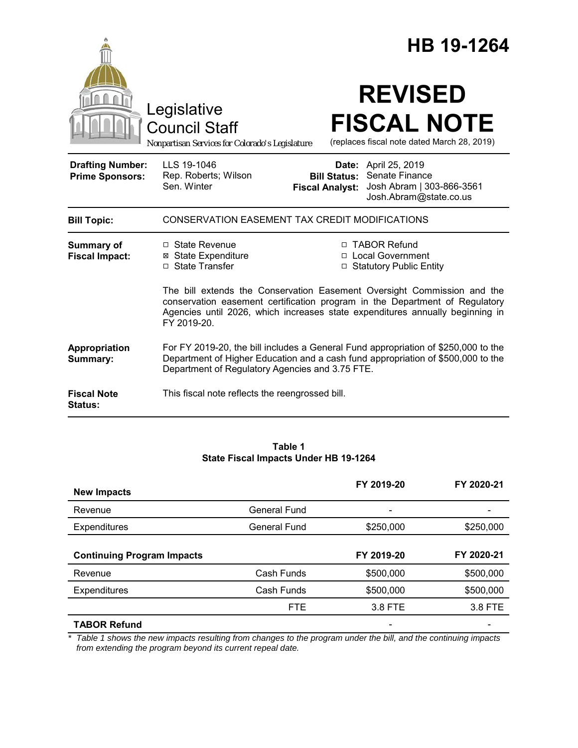# HB 19-1264

Legislative Council Staff

*Nonpartisan Services for Colorado's Legislature*

# REVISED FISCAL NOTE

(replaces fiscal note dated March 28, 2019)

| | | | |
|---|---|---|---|
| **Drafting Number:** | LLS 19-1046 | **Date:** | April 25, 2019 |
| **Prime Sponsors:** | Rep. Roberts; Wilson<br>Sen. Winter | **Bill Status:** | Senate Finance |
| | | **Fiscal Analyst:** | Josh Abram \| 303-866-3561<br>Josh.Abram@state.co.us |

**Bill Topic:** CONSERVATION EASEMENT TAX CREDIT MODIFICATIONS

**Summary of Fiscal Impact:**

- ☐ State Revenue
- ☒ State Expenditure
- ☐ State Transfer
- ☐ TABOR Refund
- ☐ Local Government
- ☐ Statutory Public Entity

The bill extends the Conservation Easement Oversight Commission and the conservation easement certification program in the Department of Regulatory Agencies until 2026, which increases state expenditures annually beginning in FY 2019-20.

**Appropriation Summary:** For FY 2019-20, the bill includes a General Fund appropriation of $250,000 to the Department of Higher Education and a cash fund appropriation of $500,000 to the Department of Regulatory Agencies and 3.75 FTE.

**Fiscal Note Status:** This fiscal note reflects the reengrossed bill.

**Table 1**
**State Fiscal Impacts Under HB 19-1264**

| **New Impacts** | | **FY 2019-20** | **FY 2020-21** |
|---|---|---|---|
| Revenue | General Fund | - | - |
| Expenditures | General Fund | $250,000 | $250,000 |
| **Continuing Program Impacts** | | **FY 2019-20** | **FY 2020-21** |
| Revenue | Cash Funds | $500,000 | $500,000 |
| Expenditures | Cash Funds | $500,000 | $500,000 |
| | FTE | 3.8 FTE | 3.8 FTE |
| **TABOR Refund** | | - | - |

*\* Table 1 shows the new impacts resulting from changes to the program under the bill, and the continuing impacts from extending the program beyond its current repeal date.*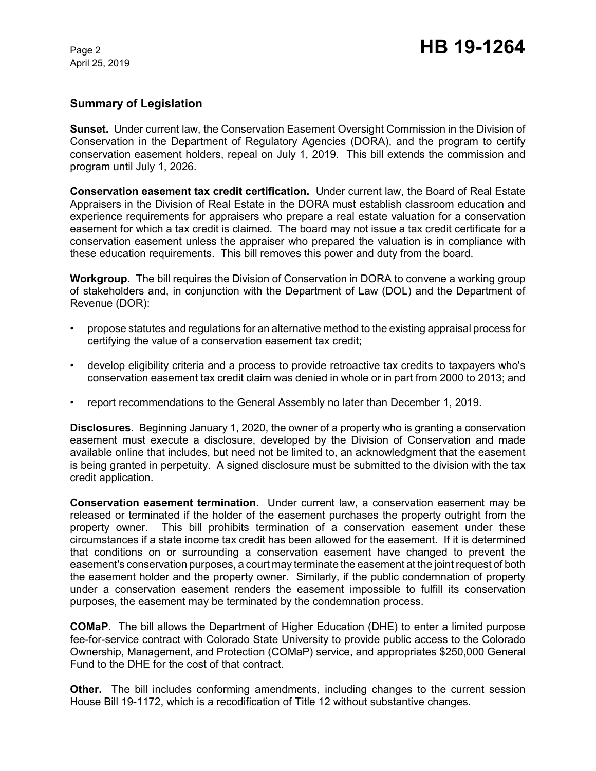## Summary of Legislation

**Sunset.** Under current law, the Conservation Easement Oversight Commission in the Division of Conservation in the Department of Regulatory Agencies (DORA), and the program to certify conservation easement holders, repeal on July 1, 2019. This bill extends the commission and program until July 1, 2026.

**Conservation easement tax credit certification.** Under current law, the Board of Real Estate Appraisers in the Division of Real Estate in the DORA must establish classroom education and experience requirements for appraisers who prepare a real estate valuation for a conservation easement for which a tax credit is claimed. The board may not issue a tax credit certificate for a conservation easement unless the appraiser who prepared the valuation is in compliance with these education requirements. This bill removes this power and duty from the board.

**Workgroup.** The bill requires the Division of Conservation in DORA to convene a working group of stakeholders and, in conjunction with the Department of Law (DOL) and the Department of Revenue (DOR):

- propose statutes and regulations for an alternative method to the existing appraisal process for certifying the value of a conservation easement tax credit;
- develop eligibility criteria and a process to provide retroactive tax credits to taxpayers who's conservation easement tax credit claim was denied in whole or in part from 2000 to 2013; and
- report recommendations to the General Assembly no later than December 1, 2019.

**Disclosures.** Beginning January 1, 2020, the owner of a property who is granting a conservation easement must execute a disclosure, developed by the Division of Conservation and made available online that includes, but need not be limited to, an acknowledgment that the easement is being granted in perpetuity. A signed disclosure must be submitted to the division with the tax credit application.

**Conservation easement termination**. Under current law, a conservation easement may be released or terminated if the holder of the easement purchases the property outright from the property owner. This bill prohibits termination of a conservation easement under these circumstances if a state income tax credit has been allowed for the easement. If it is determined that conditions on or surrounding a conservation easement have changed to prevent the easement's conservation purposes, a court may terminate the easement at the joint request of both the easement holder and the property owner. Similarly, if the public condemnation of property under a conservation easement renders the easement impossible to fulfill its conservation purposes, the easement may be terminated by the condemnation process.

**COMaP.** The bill allows the Department of Higher Education (DHE) to enter a limited purpose fee-for-service contract with Colorado State University to provide public access to the Colorado Ownership, Management, and Protection (COMaP) service, and appropriates $250,000 General Fund to the DHE for the cost of that contract.

**Other.** The bill includes conforming amendments, including changes to the current session House Bill 19-1172, which is a recodification of Title 12 without substantive changes.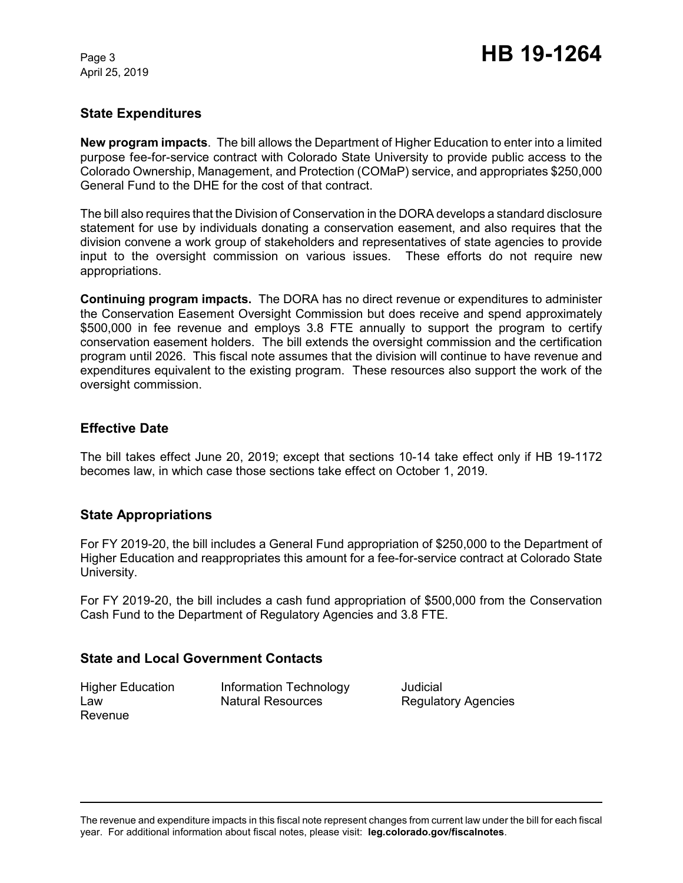## State Expenditures

**New program impacts**. The bill allows the Department of Higher Education to enter into a limited purpose fee-for-service contract with Colorado State University to provide public access to the Colorado Ownership, Management, and Protection (COMaP) service, and appropriates $250,000 General Fund to the DHE for the cost of that contract.

The bill also requires that the Division of Conservation in the DORA develops a standard disclosure statement for use by individuals donating a conservation easement, and also requires that the division convene a work group of stakeholders and representatives of state agencies to provide input to the oversight commission on various issues. These efforts do not require new appropriations.

**Continuing program impacts.** The DORA has no direct revenue or expenditures to administer the Conservation Easement Oversight Commission but does receive and spend approximately $500,000 in fee revenue and employs 3.8 FTE annually to support the program to certify conservation easement holders. The bill extends the oversight commission and the certification program until 2026. This fiscal note assumes that the division will continue to have revenue and expenditures equivalent to the existing program. These resources also support the work of the oversight commission.

## Effective Date

The bill takes effect June 20, 2019; except that sections 10-14 take effect only if HB 19-1172 becomes law, in which case those sections take effect on October 1, 2019.

## State Appropriations

For FY 2019-20, the bill includes a General Fund appropriation of $250,000 to the Department of Higher Education and reappropriates this amount for a fee-for-service contract at Colorado State University.

For FY 2019-20, the bill includes a cash fund appropriation of $500,000 from the Conservation Cash Fund to the Department of Regulatory Agencies and 3.8 FTE.

## State and Local Government Contacts

| | | |
|---|---|---|
| Higher Education | Information Technology | Judicial |
| Law | Natural Resources | Regulatory Agencies |
| Revenue | | |

The revenue and expenditure impacts in this fiscal note represent changes from current law under the bill for each fiscal year. For additional information about fiscal notes, please visit: **leg.colorado.gov/fiscalnotes**.